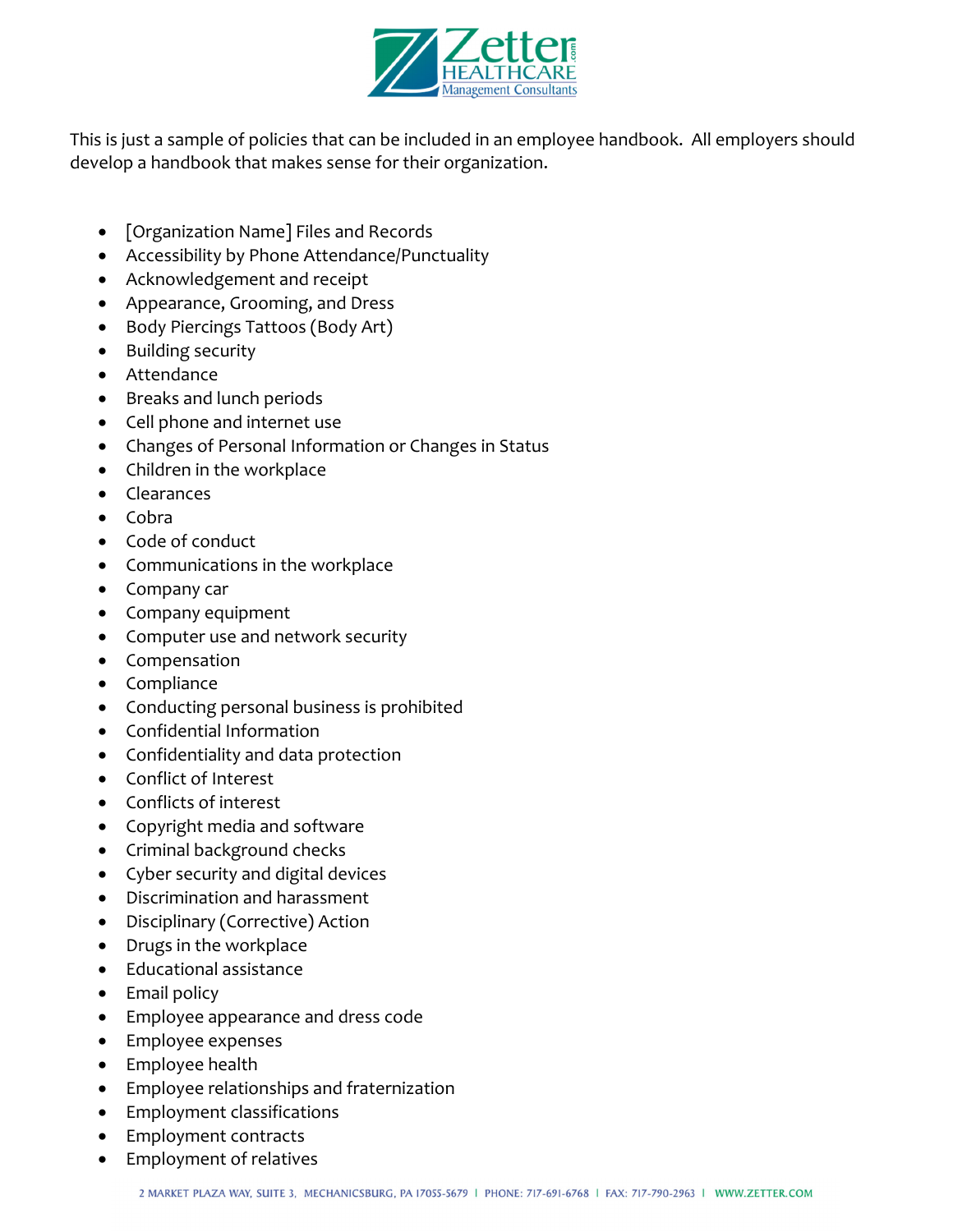This is just a sample of policies that can be included in an employee handbook. All employers should develop a handbook that makes sense for their organization.

- [Organization Name] Files and Records
- Accessibility by Phone Attendance/Punctuality
- Acknowledgement and receipt
- Appearance, Grooming, and Dress
- Body Piercings Tattoos (Body Art)
- Building security
- Attendance
- Breaks and lunch periods
- Cell phone and internet use
- Changes of Personal Information or Changes in Status
- Children in the workplace
- Clearances
- Cobra
- Code of conduct
- Communications in the workplace
- Company car
- Company equipment
- Computer use and network security
- Compensation
- Compliance
- Conducting personal business is prohibited
- Confidential Information
- Confidentiality and data protection
- Conflict of Interest
- Conflicts of interest
- Copyright media and software
- Criminal background checks
- Cyber security and digital devices
- Discrimination and harassment
- Disciplinary (Corrective) Action
- Drugs in the workplace
- Educational assistance
- Email policy
- Employee appearance and dress code
- Employee expenses
- Employee health
- Employee relationships and fraternization
- Employment classifications
- Employment contracts
- Employment of relatives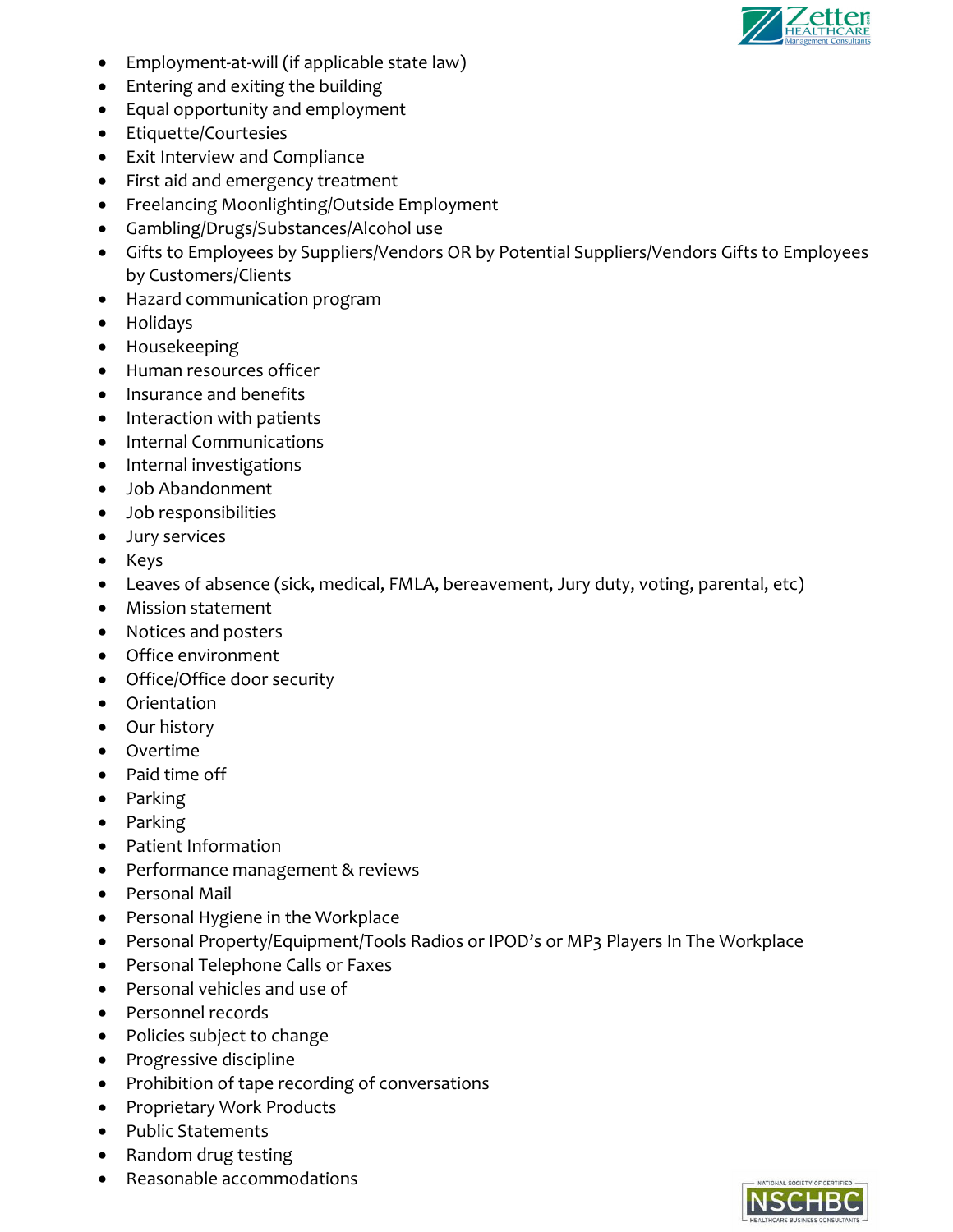- Employment-at-will (if applicable state law)
- Entering and exiting the building
- Equal opportunity and employment
- Etiquette/Courtesies
- Exit Interview and Compliance
- First aid and emergency treatment
- Freelancing Moonlighting/Outside Employment
- Gambling/Drugs/Substances/Alcohol use
- Gifts to Employees by Suppliers/Vendors OR by Potential Suppliers/Vendors Gifts to Employees by Customers/Clients
- Hazard communication program
- Holidays
- Housekeeping
- Human resources officer
- Insurance and benefits
- Interaction with patients
- Internal Communications
- Internal investigations
- Job Abandonment
- Job responsibilities
- Jury services
- Keys
- Leaves of absence (sick, medical, FMLA, bereavement, Jury duty, voting, parental, etc)
- Mission statement
- Notices and posters
- Office environment
- Office/Office door security
- Orientation
- Our history
- Overtime
- Paid time off
- Parking
- Parking
- Patient Information
- Performance management & reviews
- Personal Mail
- Personal Hygiene in the Workplace
- Personal Property/Equipment/Tools Radios or IPOD's or MP3 Players In The Workplace
- Personal Telephone Calls or Faxes
- Personal vehicles and use of
- Personnel records
- Policies subject to change
- Progressive discipline
- Prohibition of tape recording of conversations
- Proprietary Work Products
- Public Statements
- Random drug testing
- Reasonable accommodations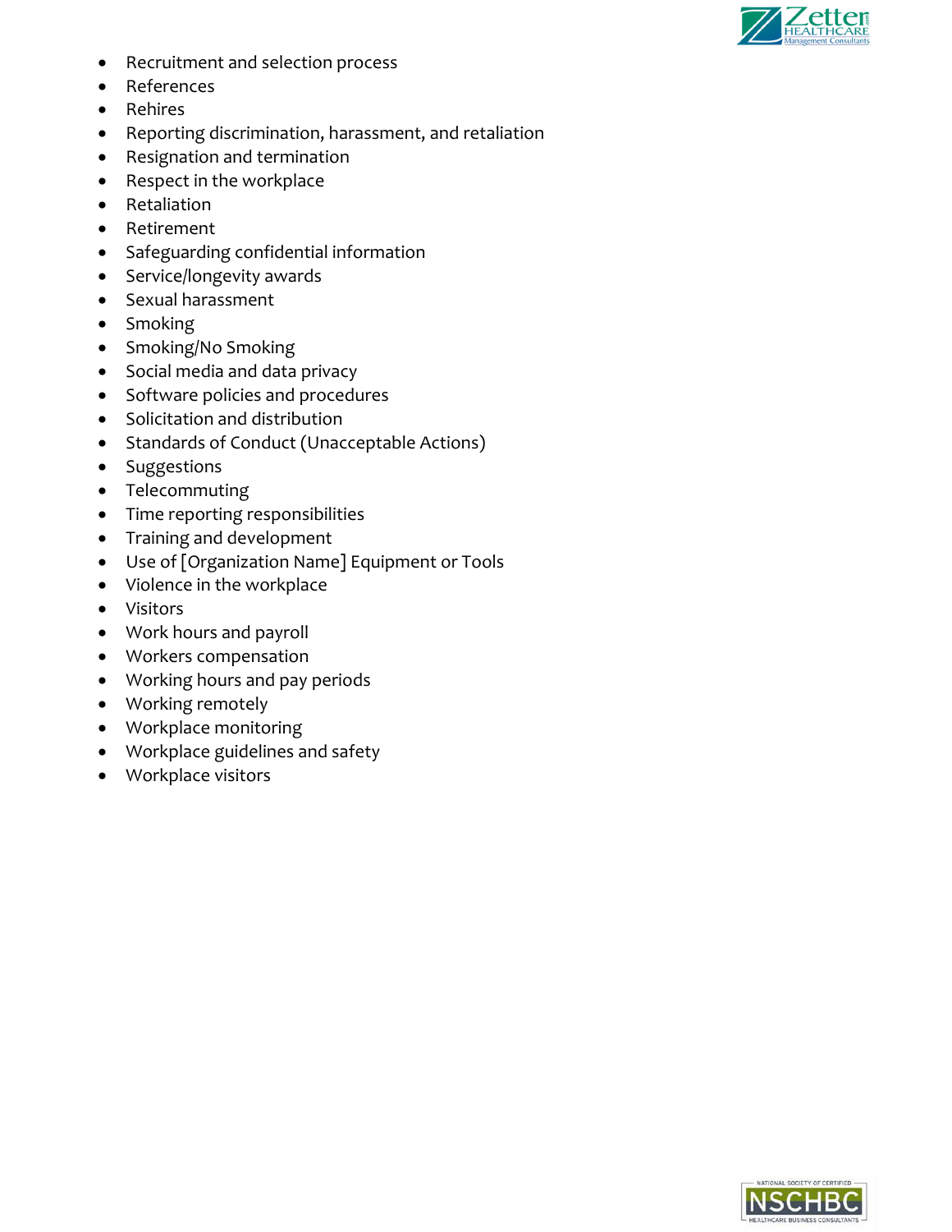- Recruitment and selection process
- References
- Rehires
- Reporting discrimination, harassment, and retaliation
- Resignation and termination
- Respect in the workplace
- Retaliation
- Retirement
- Safeguarding confidential information
- Service/longevity awards
- Sexual harassment
- Smoking
- Smoking/No Smoking
- Social media and data privacy
- Software policies and procedures
- Solicitation and distribution
- Standards of Conduct (Unacceptable Actions)
- Suggestions
- Telecommuting
- Time reporting responsibilities
- Training and development
- Use of [Organization Name] Equipment or Tools
- Violence in the workplace
- Visitors
- Work hours and payroll
- Workers compensation
- Working hours and pay periods
- Working remotely
- Workplace monitoring
- Workplace guidelines and safety
- Workplace visitors